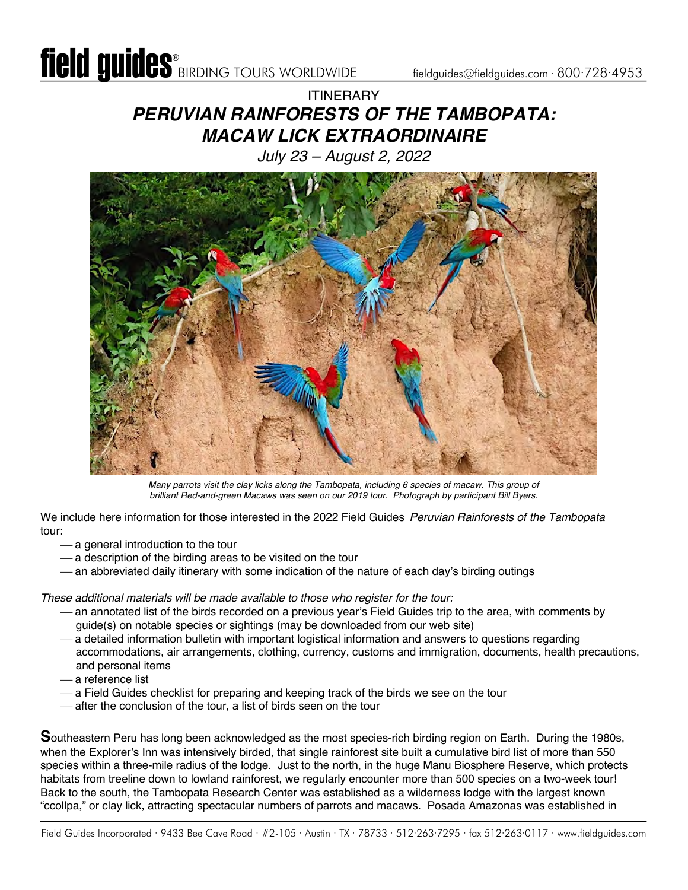# ITINERARY

# *PERUVIAN RAINFORESTS OF THE TAMBOPATA: MACAW LICK EXTRAORDINAIRE*

*July 23 – August 2, 2022*

*Many parrots visit the clay licks along the Tambopata, including 6 species of macaw. This group of brilliant Red-and-green Macaws was seen on our 2019 tour. Photograph by participant Bill Byers.*

We include here information for those interested in the 2022 Field Guides *Peruvian Rainforests of the Tambopata* tour:

- a general introduction to the tour
- a description of the birding areas to be visited on the tour
- an abbreviated daily itinerary with some indication of the nature of each day's birding outings

*These additional materials will be made available to those who register for the tour:*

- an annotated list of the birds recorded on a previous year's Field Guides trip to the area, with comments by guide(s) on notable species or sightings (may be downloaded from our web site)
- a detailed information bulletin with important logistical information and answers to questions regarding accommodations, air arrangements, clothing, currency, customs and immigration, documents, health precautions, and personal items
- a reference list
- a Field Guides checklist for preparing and keeping track of the birds we see on the tour
- after the conclusion of the tour, a list of birds seen on the tour

**S**outheastern Peru has long been acknowledged as the most species-rich birding region on Earth. During the 1980s, when the Explorer's Inn was intensively birded, that single rainforest site built a cumulative bird list of more than 550 species within a three-mile radius of the lodge. Just to the north, in the huge Manu Biosphere Reserve, which protects habitats from treeline down to lowland rainforest, we regularly encounter more than 500 species on a two-week tour! Back to the south, the Tambopata Research Center was established as a wilderness lodge with the largest known "ccollpa," or clay lick, attracting spectacular numbers of parrots and macaws. Posada Amazonas was established in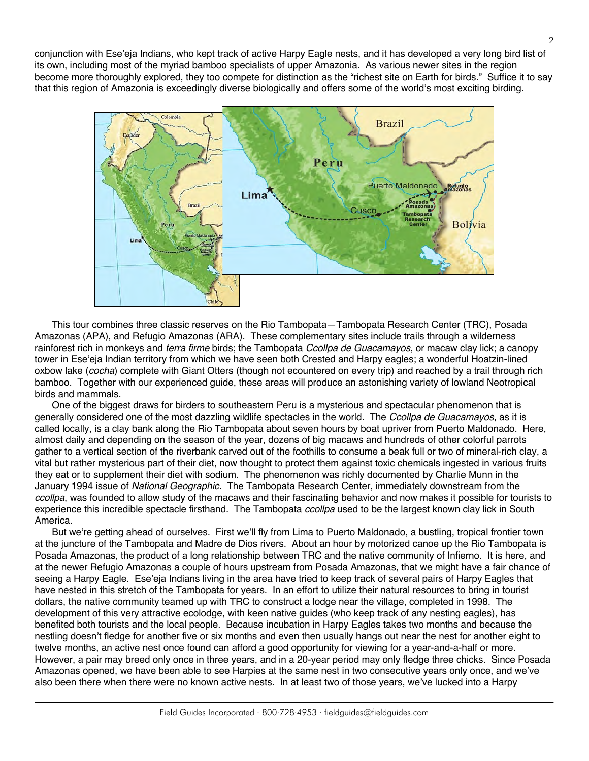conjunction with Ese'eja Indians, who kept track of active Harpy Eagle nests, and it has developed a very long bird list of its own, including most of the myriad bamboo specialists of upper Amazonia. As various newer sites in the region become more thoroughly explored, they too compete for distinction as the "richest site on Earth for birds." Suffice it to say that this region of Amazonia is exceedingly diverse biologically and offers some of the world's most exciting birding.

This tour combines three classic reserves on the Rio Tambopata—Tambopata Research Center (TRC), Posada Amazonas (APA), and Refugio Amazonas (ARA). These complementary sites include trails through a wilderness rainforest rich in monkeys and *terra firme* birds; the Tambopata *Ccollpa de Guacamayos*, or macaw clay lick; a canopy tower in Ese'eja Indian territory from which we have seen both Crested and Harpy eagles; a wonderful Hoatzin-lined oxbow lake (*cocha*) complete with Giant Otters (though not ecountered on every trip) and reached by a trail through rich bamboo. Together with our experienced guide, these areas will produce an astonishing variety of lowland Neotropical birds and mammals.

One of the biggest draws for birders to southeastern Peru is a mysterious and spectacular phenomenon that is generally considered one of the most dazzling wildlife spectacles in the world. The *Ccollpa de Guacamayos*, as it is called locally, is a clay bank along the Rio Tambopata about seven hours by boat upriver from Puerto Maldonado. Here, almost daily and depending on the season of the year, dozens of big macaws and hundreds of other colorful parrots gather to a vertical section of the riverbank carved out of the foothills to consume a beak full or two of mineral-rich clay, a vital but rather mysterious part of their diet, now thought to protect them against toxic chemicals ingested in various fruits they eat or to supplement their diet with sodium. The phenomenon was richly documented by Charlie Munn in the January 1994 issue of *National Geographic*. The Tambopata Research Center, immediately downstream from the *ccollpa*, was founded to allow study of the macaws and their fascinating behavior and now makes it possible for tourists to experience this incredible spectacle firsthand. The Tambopata *ccollpa* used to be the largest known clay lick in South America.

But we're getting ahead of ourselves. First we'll fly from Lima to Puerto Maldonado, a bustling, tropical frontier town at the juncture of the Tambopata and Madre de Dios rivers. About an hour by motorized canoe up the Rio Tambopata is Posada Amazonas, the product of a long relationship between TRC and the native community of Infierno. It is here, and at the newer Refugio Amazonas a couple of hours upstream from Posada Amazonas, that we might have a fair chance of seeing a Harpy Eagle. Ese'eja Indians living in the area have tried to keep track of several pairs of Harpy Eagles that have nested in this stretch of the Tambopata for years. In an effort to utilize their natural resources to bring in tourist dollars, the native community teamed up with TRC to construct a lodge near the village, completed in 1998. The development of this very attractive ecolodge, with keen native guides (who keep track of any nesting eagles), has benefited both tourists and the local people. Because incubation in Harpy Eagles takes two months and because the nestling doesn't fledge for another five or six months and even then usually hangs out near the nest for another eight to twelve months, an active nest once found can afford a good opportunity for viewing for a year-and-a-half or more. However, a pair may breed only once in three years, and in a 20-year period may only fledge three chicks. Since Posada Amazonas opened, we have been able to see Harpies at the same nest in two consecutive years only once, and we've also been there when there were no known active nests. In at least two of those years, we've lucked into a Harpy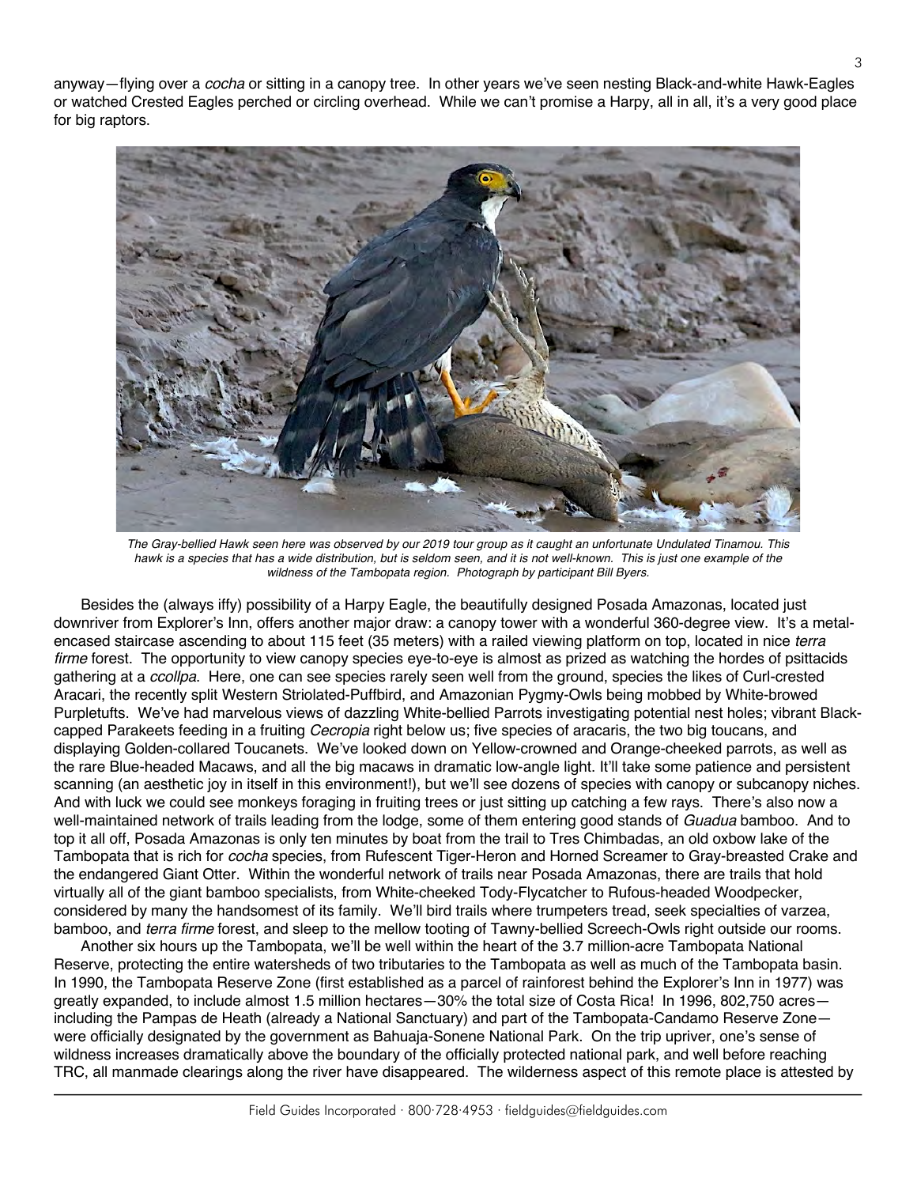anyway—flying over a *cocha* or sitting in a canopy tree. In other years we've seen nesting Black-and-white Hawk-Eagles or watched Crested Eagles perched or circling overhead. While we can't promise a Harpy, all in all, it's a very good place for big raptors.

*The Gray-bellied Hawk seen here was observed by our 2019 tour group as it caught an unfortunate Undulated Tinamou. This hawk is a species that has a wide distribution, but is seldom seen, and it is not well-known. This is just one example of the wildness of the Tambopata region. Photograph by participant Bill Byers.*

Besides the (always iffy) possibility of a Harpy Eagle, the beautifully designed Posada Amazonas, located just downriver from Explorer's Inn, offers another major draw: a canopy tower with a wonderful 360-degree view. It's a metal-encased staircase ascending to about 115 feet (35 meters) with a railed viewing platform on top, located in nice *terra firme* forest. The opportunity to view canopy species eye-to-eye is almost as prized as watching the hordes of psittacids gathering at a *ccollpa*. Here, one can see species rarely seen well from the ground, species the likes of Curl-crested Aracari, the recently split Western Striolated-Puffbird, and Amazonian Pygmy-Owls being mobbed by White-browed Purpletufts. We've had marvelous views of dazzling White-bellied Parrots investigating potential nest holes; vibrant Black-capped Parakeets feeding in a fruiting *Cecropia* right below us; five species of aracaris, the two big toucans, and displaying Golden-collared Toucanets. We've looked down on Yellow-crowned and Orange-cheeked parrots, as well as the rare Blue-headed Macaws, and all the big macaws in dramatic low-angle light. It'll take some patience and persistent scanning (an aesthetic joy in itself in this environment!), but we'll see dozens of species with canopy or subcanopy niches. And with luck we could see monkeys foraging in fruiting trees or just sitting up catching a few rays. There's also now a well-maintained network of trails leading from the lodge, some of them entering good stands of *Guadua* bamboo. And to top it all off, Posada Amazonas is only ten minutes by boat from the trail to Tres Chimbadas, an old oxbow lake of the Tambopata that is rich for *cocha* species, from Rufescent Tiger-Heron and Horned Screamer to Gray-breasted Crake and the endangered Giant Otter. Within the wonderful network of trails near Posada Amazonas, there are trails that hold virtually all of the giant bamboo specialists, from White-cheeked Tody-Flycatcher to Rufous-headed Woodpecker, considered by many the handsomest of its family. We'll bird trails where trumpeters tread, seek specialties of varzea, bamboo, and *terra firme* forest, and sleep to the mellow tooting of Tawny-bellied Screech-Owls right outside our rooms.

Another six hours up the Tambopata, we'll be well within the heart of the 3.7 million-acre Tambopata National Reserve, protecting the entire watersheds of two tributaries to the Tambopata as well as much of the Tambopata basin. In 1990, the Tambopata Reserve Zone (first established as a parcel of rainforest behind the Explorer's Inn in 1977) was greatly expanded, to include almost 1.5 million hectares—30% the total size of Costa Rica! In 1996, 802,750 acres—including the Pampas de Heath (already a National Sanctuary) and part of the Tambopata-Candamo Reserve Zone—were officially designated by the government as Bahuaja-Sonene National Park. On the trip upriver, one's sense of wildness increases dramatically above the boundary of the officially protected national park, and well before reaching TRC, all manmade clearings along the river have disappeared. The wilderness aspect of this remote place is attested by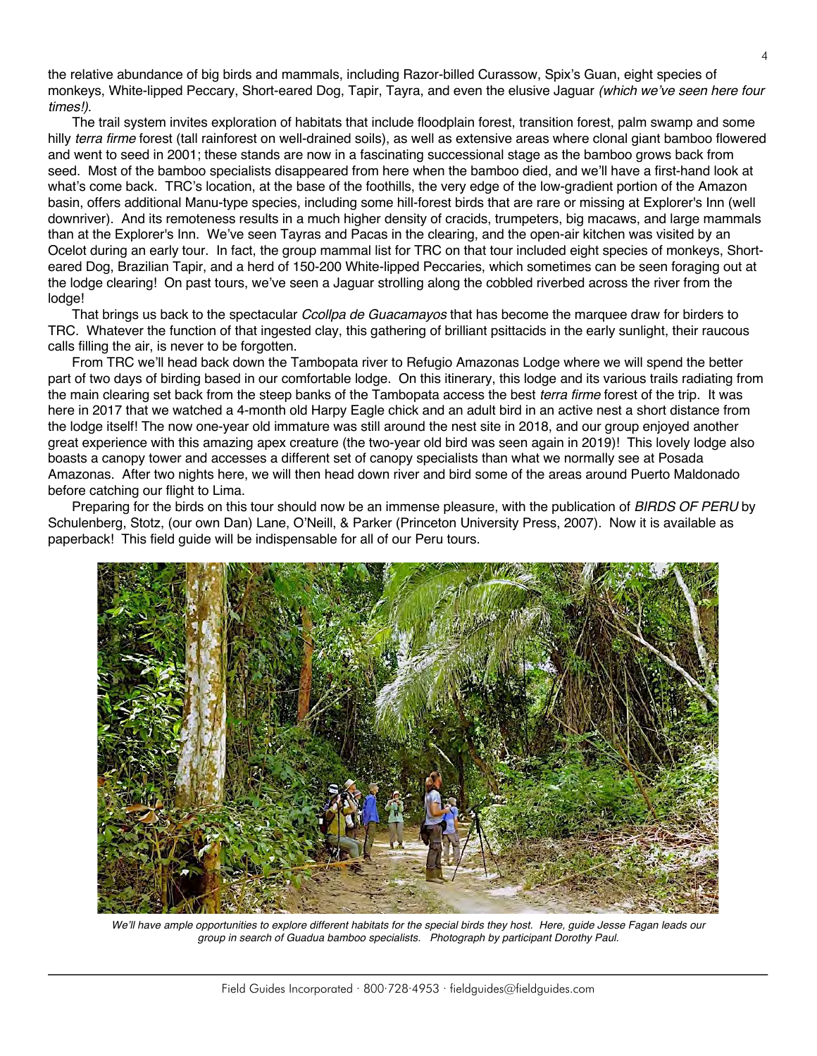the relative abundance of big birds and mammals, including Razor-billed Curassow, Spix's Guan, eight species of monkeys, White-lipped Peccary, Short-eared Dog, Tapir, Tayra, and even the elusive Jaguar *(which we've seen here four times!)*.

The trail system invites exploration of habitats that include floodplain forest, transition forest, palm swamp and some hilly *terra firme* forest (tall rainforest on well-drained soils), as well as extensive areas where clonal giant bamboo flowered and went to seed in 2001; these stands are now in a fascinating successional stage as the bamboo grows back from seed. Most of the bamboo specialists disappeared from here when the bamboo died, and we'll have a first-hand look at what's come back. TRC's location, at the base of the foothills, the very edge of the low-gradient portion of the Amazon basin, offers additional Manu-type species, including some hill-forest birds that are rare or missing at Explorer's Inn (well downriver). And its remoteness results in a much higher density of cracids, trumpeters, big macaws, and large mammals than at the Explorer's Inn. We've seen Tayras and Pacas in the clearing, and the open-air kitchen was visited by an Ocelot during an early tour. In fact, the group mammal list for TRC on that tour included eight species of monkeys, Short-eared Dog, Brazilian Tapir, and a herd of 150-200 White-lipped Peccaries, which sometimes can be seen foraging out at the lodge clearing! On past tours, we've seen a Jaguar strolling along the cobbled riverbed across the river from the lodge!

That brings us back to the spectacular *Ccollpa de Guacamayos* that has become the marquee draw for birders to TRC. Whatever the function of that ingested clay, this gathering of brilliant psittacids in the early sunlight, their raucous calls filling the air, is never to be forgotten.

From TRC we'll head back down the Tambopata river to Refugio Amazonas Lodge where we will spend the better part of two days of birding based in our comfortable lodge. On this itinerary, this lodge and its various trails radiating from the main clearing set back from the steep banks of the Tambopata access the best *terra firme* forest of the trip. It was here in 2017 that we watched a 4-month old Harpy Eagle chick and an adult bird in an active nest a short distance from the lodge itself! The now one-year old immature was still around the nest site in 2018, and our group enjoyed another great experience with this amazing apex creature (the two-year old bird was seen again in 2019)! This lovely lodge also boasts a canopy tower and accesses a different set of canopy specialists than what we normally see at Posada Amazonas. After two nights here, we will then head down river and bird some of the areas around Puerto Maldonado before catching our flight to Lima.

Preparing for the birds on this tour should now be an immense pleasure, with the publication of *BIRDS OF PERU* by Schulenberg, Stotz, (our own Dan) Lane, O'Neill, & Parker (Princeton University Press, 2007). Now it is available as paperback! This field guide will be indispensable for all of our Peru tours.

*We'll have ample opportunities to explore different habitats for the special birds they host. Here, guide Jesse Fagan leads our group in search of Guadua bamboo specialists. Photograph by participant Dorothy Paul.*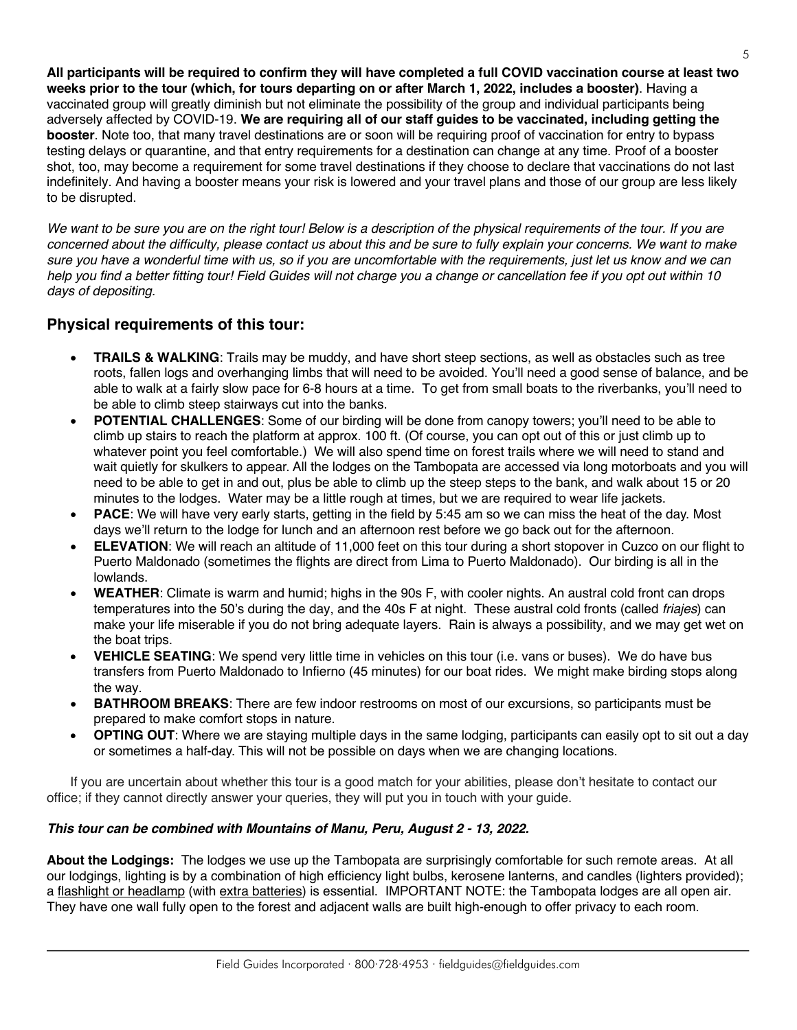**All participants will be required to confirm they will have completed a full COVID vaccination course at least two weeks prior to the tour (which, for tours departing on or after March 1, 2022, includes a booster)**. Having a vaccinated group will greatly diminish but not eliminate the possibility of the group and individual participants being adversely affected by COVID-19. **We are requiring all of our staff guides to be vaccinated, including getting the booster**. Note too, that many travel destinations are or soon will be requiring proof of vaccination for entry to bypass testing delays or quarantine, and that entry requirements for a destination can change at any time. Proof of a booster shot, too, may become a requirement for some travel destinations if they choose to declare that vaccinations do not last indefinitely. And having a booster means your risk is lowered and your travel plans and those of our group are less likely to be disrupted.

*We want to be sure you are on the right tour! Below is a description of the physical requirements of the tour. If you are concerned about the difficulty, please contact us about this and be sure to fully explain your concerns. We want to make sure you have a wonderful time with us, so if you are uncomfortable with the requirements, just let us know and we can help you find a better fitting tour! Field Guides will not charge you a change or cancellation fee if you opt out within 10 days of depositing.*

## Physical requirements of this tour:

- **TRAILS & WALKING**: Trails may be muddy, and have short steep sections, as well as obstacles such as tree roots, fallen logs and overhanging limbs that will need to be avoided. You'll need a good sense of balance, and be able to walk at a fairly slow pace for 6-8 hours at a time. To get from small boats to the riverbanks, you'll need to be able to climb steep stairways cut into the banks.
- **POTENTIAL CHALLENGES**: Some of our birding will be done from canopy towers; you'll need to be able to climb up stairs to reach the platform at approx. 100 ft. (Of course, you can opt out of this or just climb up to whatever point you feel comfortable.) We will also spend time on forest trails where we will need to stand and wait quietly for skulkers to appear. All the lodges on the Tambopata are accessed via long motorboats and you will need to be able to get in and out, plus be able to climb up the steep steps to the bank, and walk about 15 or 20 minutes to the lodges. Water may be a little rough at times, but we are required to wear life jackets.
- **PACE**: We will have very early starts, getting in the field by 5:45 am so we can miss the heat of the day. Most days we'll return to the lodge for lunch and an afternoon rest before we go back out for the afternoon.
- **ELEVATION**: We will reach an altitude of 11,000 feet on this tour during a short stopover in Cuzco on our flight to Puerto Maldonado (sometimes the flights are direct from Lima to Puerto Maldonado). Our birding is all in the lowlands.
- **WEATHER**: Climate is warm and humid; highs in the 90s F, with cooler nights. An austral cold front can drops temperatures into the 50's during the day, and the 40s F at night. These austral cold fronts (called *friajes*) can make your life miserable if you do not bring adequate layers. Rain is always a possibility, and we may get wet on the boat trips.
- **VEHICLE SEATING**: We spend very little time in vehicles on this tour (i.e. vans or buses). We do have bus transfers from Puerto Maldonado to Infierno (45 minutes) for our boat rides. We might make birding stops along the way.
- **BATHROOM BREAKS**: There are few indoor restrooms on most of our excursions, so participants must be prepared to make comfort stops in nature.
- **OPTING OUT**: Where we are staying multiple days in the same lodging, participants can easily opt to sit out a day or sometimes a half-day. This will not be possible on days when we are changing locations.

If you are uncertain about whether this tour is a good match for your abilities, please don't hesitate to contact our office; if they cannot directly answer your queries, they will put you in touch with your guide.

***This tour can be combined with Mountains of Manu, Peru, August 2 - 13, 2022.***

**About the Lodgings:** The lodges we use up the Tambopata are surprisingly comfortable for such remote areas. At all our lodgings, lighting is by a combination of high efficiency light bulbs, kerosene lanterns, and candles (lighters provided); a flashlight or headlamp (with extra batteries) is essential. IMPORTANT NOTE: the Tambopata lodges are all open air. They have one wall fully open to the forest and adjacent walls are built high-enough to offer privacy to each room.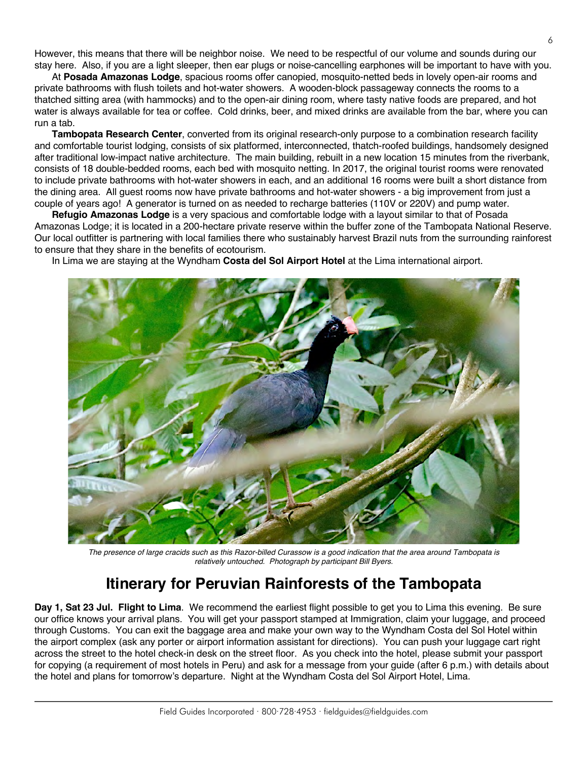However, this means that there will be neighbor noise. We need to be respectful of our volume and sounds during our stay here. Also, if you are a light sleeper, then ear plugs or noise-cancelling earphones will be important to have with you.

At **Posada Amazonas Lodge**, spacious rooms offer canopied, mosquito-netted beds in lovely open-air rooms and private bathrooms with flush toilets and hot-water showers. A wooden-block passageway connects the rooms to a thatched sitting area (with hammocks) and to the open-air dining room, where tasty native foods are prepared, and hot water is always available for tea or coffee. Cold drinks, beer, and mixed drinks are available from the bar, where you can run a tab.

**Tambopata Research Center**, converted from its original research-only purpose to a combination research facility and comfortable tourist lodging, consists of six platformed, interconnected, thatch-roofed buildings, handsomely designed after traditional low-impact native architecture. The main building, rebuilt in a new location 15 minutes from the riverbank, consists of 18 double-bedded rooms, each bed with mosquito netting. In 2017, the original tourist rooms were renovated to include private bathrooms with hot-water showers in each, and an additional 16 rooms were built a short distance from the dining area. All guest rooms now have private bathrooms and hot-water showers - a big improvement from just a couple of years ago! A generator is turned on as needed to recharge batteries (110V or 220V) and pump water.

**Refugio Amazonas Lodge** is a very spacious and comfortable lodge with a layout similar to that of Posada Amazonas Lodge; it is located in a 200-hectare private reserve within the buffer zone of the Tambopata National Reserve. Our local outfitter is partnering with local families there who sustainably harvest Brazil nuts from the surrounding rainforest to ensure that they share in the benefits of ecotourism.

In Lima we are staying at the Wyndham **Costa del Sol Airport Hotel** at the Lima international airport.

*The presence of large cracids such as this Razor-billed Curassow is a good indication that the area around Tambopata is relatively untouched. Photograph by participant Bill Byers.*

# Itinerary for Peruvian Rainforests of the Tambopata

**Day 1, Sat 23 Jul. Flight to Lima**. We recommend the earliest flight possible to get you to Lima this evening. Be sure our office knows your arrival plans. You will get your passport stamped at Immigration, claim your luggage, and proceed through Customs. You can exit the baggage area and make your own way to the Wyndham Costa del Sol Hotel within the airport complex (ask any porter or airport information assistant for directions). You can push your luggage cart right across the street to the hotel check-in desk on the street floor. As you check into the hotel, please submit your passport for copying (a requirement of most hotels in Peru) and ask for a message from your guide (after 6 p.m.) with details about the hotel and plans for tomorrow's departure. Night at the Wyndham Costa del Sol Airport Hotel, Lima.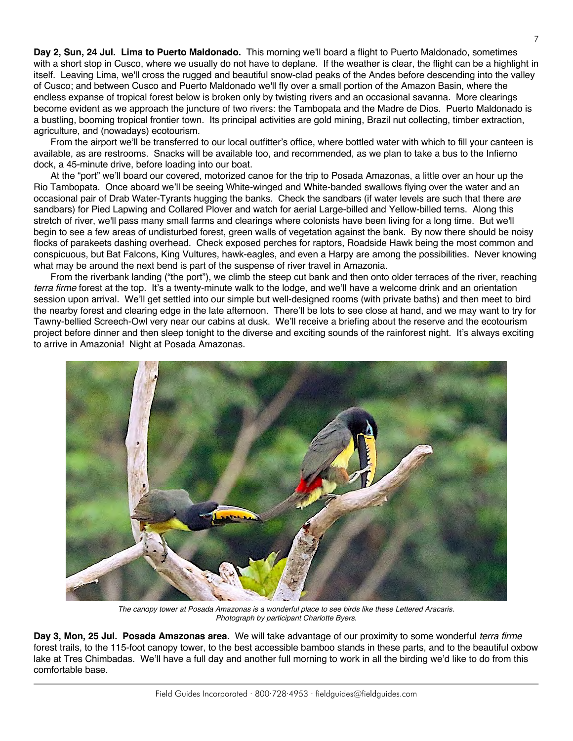**Day 2, Sun, 24 Jul. Lima to Puerto Maldonado.** This morning we'll board a flight to Puerto Maldonado, sometimes with a short stop in Cusco, where we usually do not have to deplane. If the weather is clear, the flight can be a highlight in itself. Leaving Lima, we'll cross the rugged and beautiful snow-clad peaks of the Andes before descending into the valley of Cusco; and between Cusco and Puerto Maldonado we'll fly over a small portion of the Amazon Basin, where the endless expanse of tropical forest below is broken only by twisting rivers and an occasional savanna. More clearings become evident as we approach the juncture of two rivers: the Tambopata and the Madre de Dios. Puerto Maldonado is a bustling, booming tropical frontier town. Its principal activities are gold mining, Brazil nut collecting, timber extraction, agriculture, and (nowadays) ecotourism.

From the airport we'll be transferred to our local outfitter's office, where bottled water with which to fill your canteen is available, as are restrooms. Snacks will be available too, and recommended, as we plan to take a bus to the Infierno dock, a 45-minute drive, before loading into our boat.

At the "port" we'll board our covered, motorized canoe for the trip to Posada Amazonas, a little over an hour up the Rio Tambopata. Once aboard we'll be seeing White-winged and White-banded swallows flying over the water and an occasional pair of Drab Water-Tyrants hugging the banks. Check the sandbars (if water levels are such that there *are* sandbars) for Pied Lapwing and Collared Plover and watch for aerial Large-billed and Yellow-billed terns. Along this stretch of river, we'll pass many small farms and clearings where colonists have been living for a long time. But we'll begin to see a few areas of undisturbed forest, green walls of vegetation against the bank. By now there should be noisy flocks of parakeets dashing overhead. Check exposed perches for raptors, Roadside Hawk being the most common and conspicuous, but Bat Falcons, King Vultures, hawk-eagles, and even a Harpy are among the possibilities. Never knowing what may be around the next bend is part of the suspense of river travel in Amazonia.

From the riverbank landing ("the port"), we climb the steep cut bank and then onto older terraces of the river, reaching *terra firme* forest at the top. It's a twenty-minute walk to the lodge, and we'll have a welcome drink and an orientation session upon arrival. We'll get settled into our simple but well-designed rooms (with private baths) and then meet to bird the nearby forest and clearing edge in the late afternoon. There'll be lots to see close at hand, and we may want to try for Tawny-bellied Screech-Owl very near our cabins at dusk. We'll receive a briefing about the reserve and the ecotourism project before dinner and then sleep tonight to the diverse and exciting sounds of the rainforest night. It's always exciting to arrive in Amazonia! Night at Posada Amazonas.

*The canopy tower at Posada Amazonas is a wonderful place to see birds like these Lettered Aracaris. Photograph by participant Charlotte Byers.*

**Day 3, Mon, 25 Jul. Posada Amazonas area**. We will take advantage of our proximity to some wonderful *terra firme* forest trails, to the 115-foot canopy tower, to the best accessible bamboo stands in these parts, and to the beautiful oxbow lake at Tres Chimbadas. We'll have a full day and another full morning to work in all the birding we'd like to do from this comfortable base.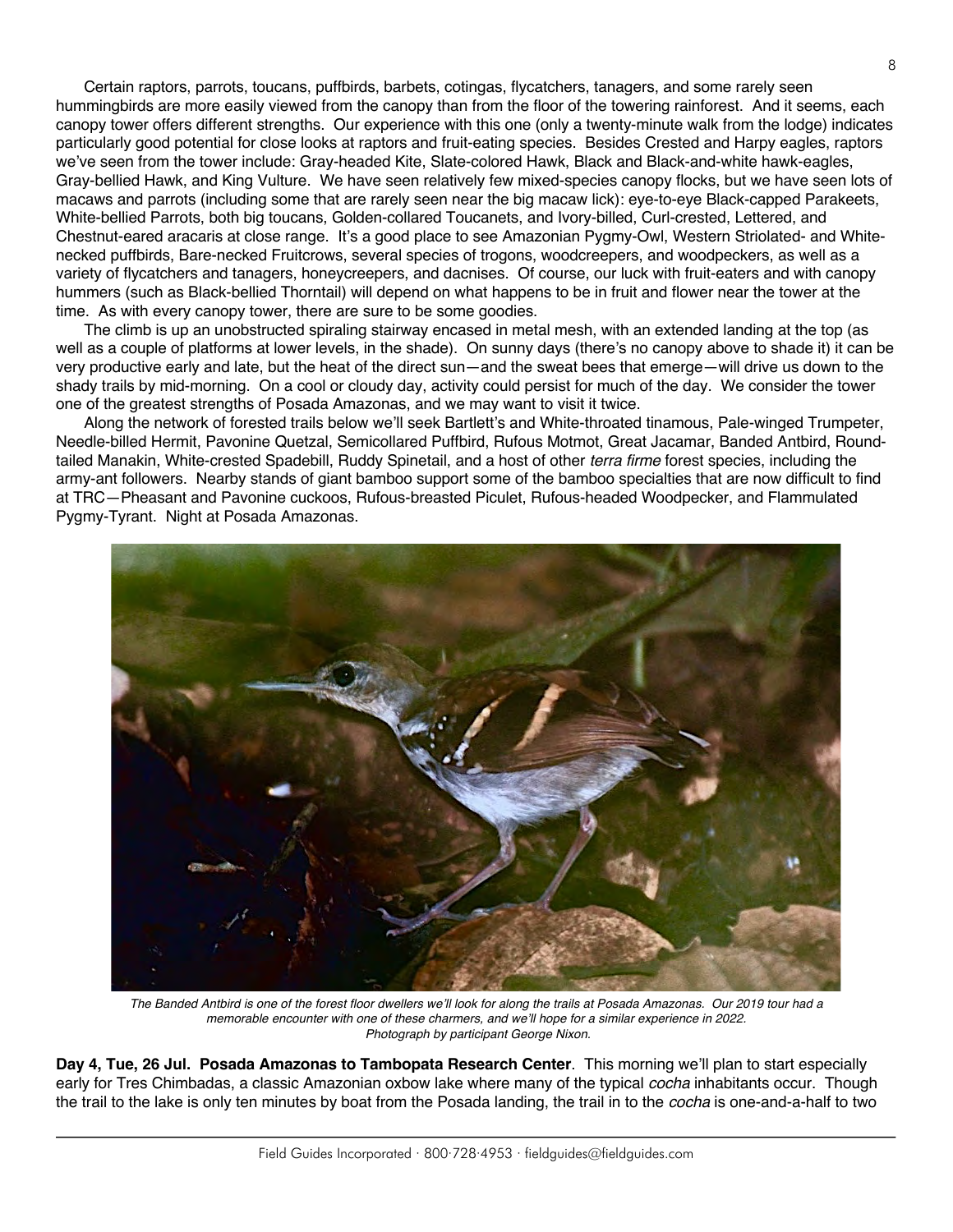Certain raptors, parrots, toucans, puffbirds, barbets, cotingas, flycatchers, tanagers, and some rarely seen hummingbirds are more easily viewed from the canopy than from the floor of the towering rainforest. And it seems, each canopy tower offers different strengths. Our experience with this one (only a twenty-minute walk from the lodge) indicates particularly good potential for close looks at raptors and fruit-eating species. Besides Crested and Harpy eagles, raptors we've seen from the tower include: Gray-headed Kite, Slate-colored Hawk, Black and Black-and-white hawk-eagles, Gray-bellied Hawk, and King Vulture. We have seen relatively few mixed-species canopy flocks, but we have seen lots of macaws and parrots (including some that are rarely seen near the big macaw lick): eye-to-eye Black-capped Parakeets, White-bellied Parrots, both big toucans, Golden-collared Toucanets, and Ivory-billed, Curl-crested, Lettered, and Chestnut-eared aracaris at close range. It's a good place to see Amazonian Pygmy-Owl, Western Striolated- and White-necked puffbirds, Bare-necked Fruitcrows, several species of trogons, woodcreepers, and woodpeckers, as well as a variety of flycatchers and tanagers, honeycreepers, and dacnises. Of course, our luck with fruit-eaters and with canopy hummers (such as Black-bellied Thorntail) will depend on what happens to be in fruit and flower near the tower at the time. As with every canopy tower, there are sure to be some goodies.

The climb is up an unobstructed spiraling stairway encased in metal mesh, with an extended landing at the top (as well as a couple of platforms at lower levels, in the shade). On sunny days (there's no canopy above to shade it) it can be very productive early and late, but the heat of the direct sun—and the sweat bees that emerge—will drive us down to the shady trails by mid-morning. On a cool or cloudy day, activity could persist for much of the day. We consider the tower one of the greatest strengths of Posada Amazonas, and we may want to visit it twice.

Along the network of forested trails below we'll seek Bartlett's and White-throated tinamous, Pale-winged Trumpeter, Needle-billed Hermit, Pavonine Quetzal, Semicollared Puffbird, Rufous Motmot, Great Jacamar, Banded Antbird, Round-tailed Manakin, White-crested Spadebill, Ruddy Spinetail, and a host of other *terra firme* forest species, including the army-ant followers. Nearby stands of giant bamboo support some of the bamboo specialties that are now difficult to find at TRC—Pheasant and Pavonine cuckoos, Rufous-breasted Piculet, Rufous-headed Woodpecker, and Flammulated Pygmy-Tyrant. Night at Posada Amazonas.

*The Banded Antbird is one of the forest floor dwellers we'll look for along the trails at Posada Amazonas. Our 2019 tour had a memorable encounter with one of these charmers, and we'll hope for a similar experience in 2022. Photograph by participant George Nixon.*

**Day 4, Tue, 26 Jul. Posada Amazonas to Tambopata Research Center**. This morning we'll plan to start especially early for Tres Chimbadas, a classic Amazonian oxbow lake where many of the typical *cocha* inhabitants occur. Though the trail to the lake is only ten minutes by boat from the Posada landing, the trail in to the *cocha* is one-and-a-half to two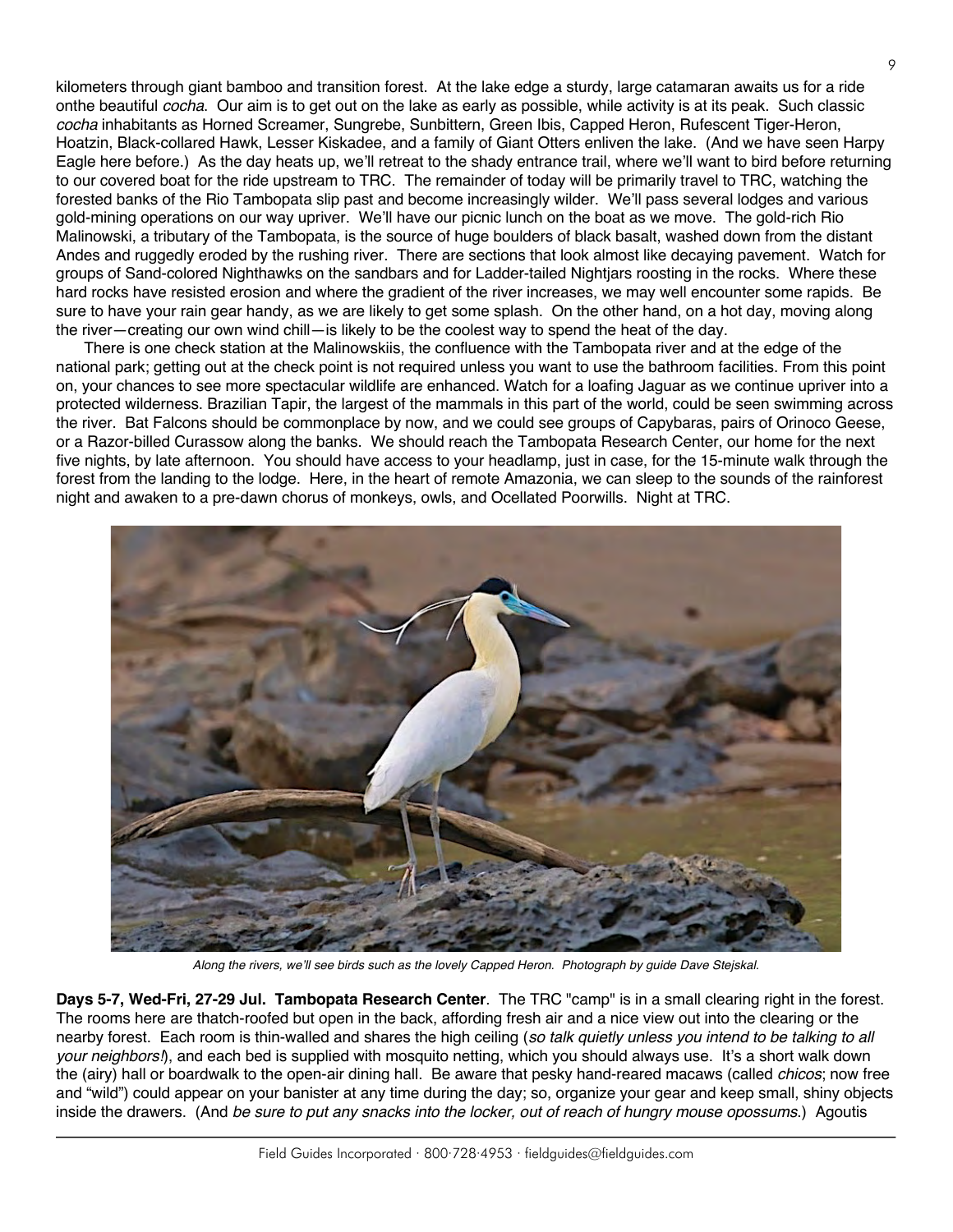kilometers through giant bamboo and transition forest. At the lake edge a sturdy, large catamaran awaits us for a ride onthe beautiful *cocha*. Our aim is to get out on the lake as early as possible, while activity is at its peak. Such classic *cocha* inhabitants as Horned Screamer, Sungrebe, Sunbittern, Green Ibis, Capped Heron, Rufescent Tiger-Heron, Hoatzin, Black-collared Hawk, Lesser Kiskadee, and a family of Giant Otters enliven the lake. (And we have seen Harpy Eagle here before.) As the day heats up, we'll retreat to the shady entrance trail, where we'll want to bird before returning to our covered boat for the ride upstream to TRC. The remainder of today will be primarily travel to TRC, watching the forested banks of the Rio Tambopata slip past and become increasingly wilder. We'll pass several lodges and various gold-mining operations on our way upriver. We'll have our picnic lunch on the boat as we move. The gold-rich Rio Malinowski, a tributary of the Tambopata, is the source of huge boulders of black basalt, washed down from the distant Andes and ruggedly eroded by the rushing river. There are sections that look almost like decaying pavement. Watch for groups of Sand-colored Nighthawks on the sandbars and for Ladder-tailed Nightjars roosting in the rocks. Where these hard rocks have resisted erosion and where the gradient of the river increases, we may well encounter some rapids. Be sure to have your rain gear handy, as we are likely to get some splash. On the other hand, on a hot day, moving along the river—creating our own wind chill—is likely to be the coolest way to spend the heat of the day.

There is one check station at the Malinowskiis, the confluence with the Tambopata river and at the edge of the national park; getting out at the check point is not required unless you want to use the bathroom facilities. From this point on, your chances to see more spectacular wildlife are enhanced. Watch for a loafing Jaguar as we continue upriver into a protected wilderness. Brazilian Tapir, the largest of the mammals in this part of the world, could be seen swimming across the river. Bat Falcons should be commonplace by now, and we could see groups of Capybaras, pairs of Orinoco Geese, or a Razor-billed Curassow along the banks. We should reach the Tambopata Research Center, our home for the next five nights, by late afternoon. You should have access to your headlamp, just in case, for the 15-minute walk through the forest from the landing to the lodge. Here, in the heart of remote Amazonia, we can sleep to the sounds of the rainforest night and awaken to a pre-dawn chorus of monkeys, owls, and Ocellated Poorwills. Night at TRC.

*Along the rivers, we'll see birds such as the lovely Capped Heron. Photograph by guide Dave Stejskal.*

**Days 5-7, Wed-Fri, 27-29 Jul. Tambopata Research Center**. The TRC "camp" is in a small clearing right in the forest. The rooms here are thatch-roofed but open in the back, affording fresh air and a nice view out into the clearing or the nearby forest. Each room is thin-walled and shares the high ceiling (*so talk quietly unless you intend to be talking to all your neighbors!*), and each bed is supplied with mosquito netting, which you should always use. It's a short walk down the (airy) hall or boardwalk to the open-air dining hall. Be aware that pesky hand-reared macaws (called *chicos*; now free and "wild") could appear on your banister at any time during the day; so, organize your gear and keep small, shiny objects inside the drawers. (And *be sure to put any snacks into the locker, out of reach of hungry mouse opossums*.) Agoutis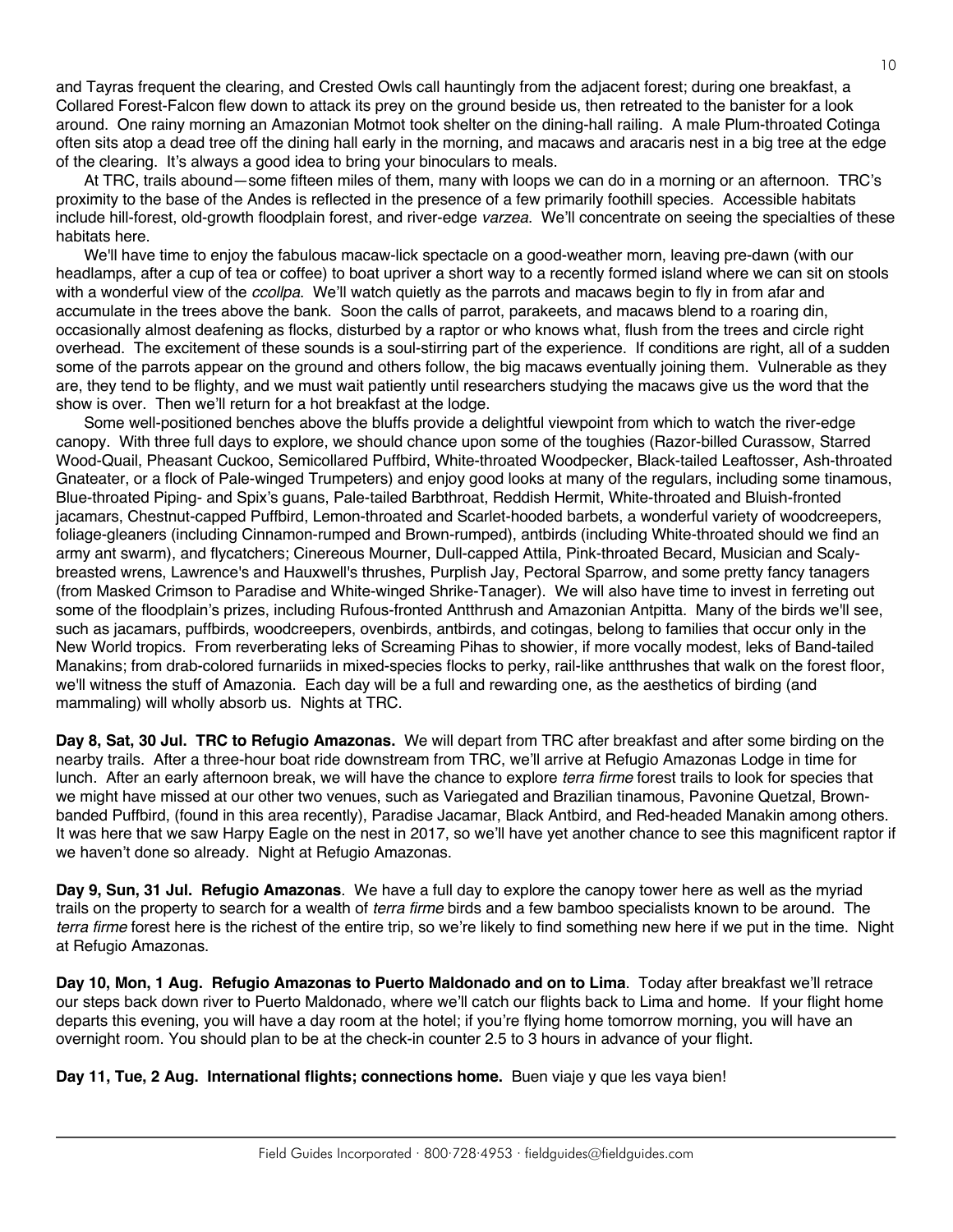and Tayras frequent the clearing, and Crested Owls call hauntingly from the adjacent forest; during one breakfast, a Collared Forest-Falcon flew down to attack its prey on the ground beside us, then retreated to the banister for a look around. One rainy morning an Amazonian Motmot took shelter on the dining-hall railing. A male Plum-throated Cotinga often sits atop a dead tree off the dining hall early in the morning, and macaws and aracaris nest in a big tree at the edge of the clearing. It's always a good idea to bring your binoculars to meals.

At TRC, trails abound—some fifteen miles of them, many with loops we can do in a morning or an afternoon. TRC's proximity to the base of the Andes is reflected in the presence of a few primarily foothill species. Accessible habitats include hill-forest, old-growth floodplain forest, and river-edge *varzea*. We'll concentrate on seeing the specialties of these habitats here.

We'll have time to enjoy the fabulous macaw-lick spectacle on a good-weather morn, leaving pre-dawn (with our headlamps, after a cup of tea or coffee) to boat upriver a short way to a recently formed island where we can sit on stools with a wonderful view of the *ccollpa*. We'll watch quietly as the parrots and macaws begin to fly in from afar and accumulate in the trees above the bank. Soon the calls of parrot, parakeets, and macaws blend to a roaring din, occasionally almost deafening as flocks, disturbed by a raptor or who knows what, flush from the trees and circle right overhead. The excitement of these sounds is a soul-stirring part of the experience. If conditions are right, all of a sudden some of the parrots appear on the ground and others follow, the big macaws eventually joining them. Vulnerable as they are, they tend to be flighty, and we must wait patiently until researchers studying the macaws give us the word that the show is over. Then we'll return for a hot breakfast at the lodge.

Some well-positioned benches above the bluffs provide a delightful viewpoint from which to watch the river-edge canopy. With three full days to explore, we should chance upon some of the toughies (Razor-billed Curassow, Starred Wood-Quail, Pheasant Cuckoo, Semicollared Puffbird, White-throated Woodpecker, Black-tailed Leaftosser, Ash-throated Gnateater, or a flock of Pale-winged Trumpeters) and enjoy good looks at many of the regulars, including some tinamous, Blue-throated Piping- and Spix's guans, Pale-tailed Barbthroat, Reddish Hermit, White-throated and Bluish-fronted jacamars, Chestnut-capped Puffbird, Lemon-throated and Scarlet-hooded barbets, a wonderful variety of woodcreepers, foliage-gleaners (including Cinnamon-rumped and Brown-rumped), antbirds (including White-throated should we find an army ant swarm), and flycatchers; Cinereous Mourner, Dull-capped Attila, Pink-throated Becard, Musician and Scaly-breasted wrens, Lawrence's and Hauxwell's thrushes, Purplish Jay, Pectoral Sparrow, and some pretty fancy tanagers (from Masked Crimson to Paradise and White-winged Shrike-Tanager). We will also have time to invest in ferreting out some of the floodplain's prizes, including Rufous-fronted Antthrush and Amazonian Antpitta. Many of the birds we'll see, such as jacamars, puffbirds, woodcreepers, ovenbirds, antbirds, and cotingas, belong to families that occur only in the New World tropics. From reverberating leks of Screaming Pihas to showier, if more vocally modest, leks of Band-tailed Manakins; from drab-colored furnariids in mixed-species flocks to perky, rail-like antthrushes that walk on the forest floor, we'll witness the stuff of Amazonia. Each day will be a full and rewarding one, as the aesthetics of birding (and mammaling) will wholly absorb us. Nights at TRC.

**Day 8, Sat, 30 Jul. TRC to Refugio Amazonas.** We will depart from TRC after breakfast and after some birding on the nearby trails. After a three-hour boat ride downstream from TRC, we'll arrive at Refugio Amazonas Lodge in time for lunch. After an early afternoon break, we will have the chance to explore *terra firme* forest trails to look for species that we might have missed at our other two venues, such as Variegated and Brazilian tinamous, Pavonine Quetzal, Brown-banded Puffbird, (found in this area recently), Paradise Jacamar, Black Antbird, and Red-headed Manakin among others. It was here that we saw Harpy Eagle on the nest in 2017, so we'll have yet another chance to see this magnificent raptor if we haven't done so already. Night at Refugio Amazonas.

**Day 9, Sun, 31 Jul. Refugio Amazonas**. We have a full day to explore the canopy tower here as well as the myriad trails on the property to search for a wealth of *terra firme* birds and a few bamboo specialists known to be around. The *terra firme* forest here is the richest of the entire trip, so we're likely to find something new here if we put in the time. Night at Refugio Amazonas.

**Day 10, Mon, 1 Aug. Refugio Amazonas to Puerto Maldonado and on to Lima**. Today after breakfast we'll retrace our steps back down river to Puerto Maldonado, where we'll catch our flights back to Lima and home. If your flight home departs this evening, you will have a day room at the hotel; if you're flying home tomorrow morning, you will have an overnight room. You should plan to be at the check-in counter 2.5 to 3 hours in advance of your flight.

**Day 11, Tue, 2 Aug. International flights; connections home.** Buen viaje y que les vaya bien!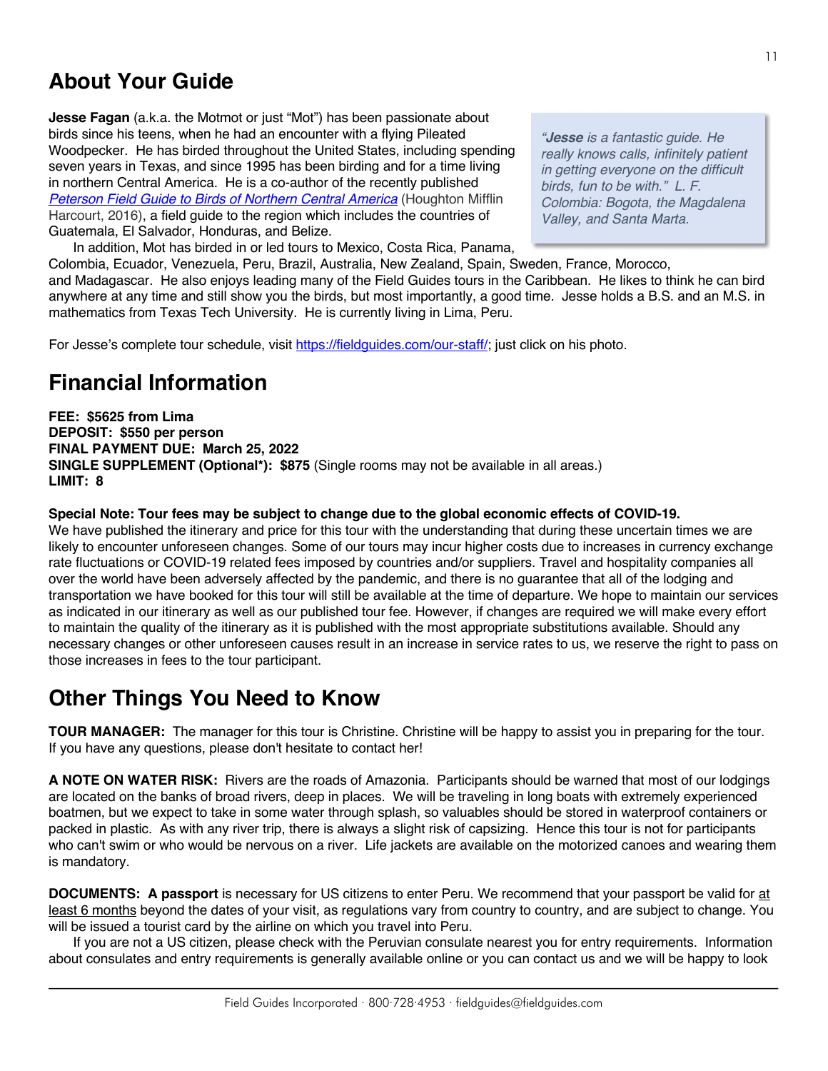## About Your Guide

**Jesse Fagan** (a.k.a. the Motmot or just "Mot") has been passionate about birds since his teens, when he had an encounter with a flying Pileated Woodpecker. He has birded throughout the United States, including spending seven years in Texas, and since 1995 has been birding and for a time living in northern Central America. He is a co-author of the recently published [*Peterson Field Guide to Birds of Northern Central America*](#) (Houghton Mifflin Harcourt, 2016), a field guide to the region which includes the countries of Guatemala, El Salvador, Honduras, and Belize.

In addition, Mot has birded in or led tours to Mexico, Costa Rica, Panama, Colombia, Ecuador, Venezuela, Peru, Brazil, Australia, New Zealand, Spain, Sweden, France, Morocco, and Madagascar. He also enjoys leading many of the Field Guides tours in the Caribbean. He likes to think he can bird anywhere at any time and still show you the birds, but most importantly, a good time. Jesse holds a B.S. and an M.S. in mathematics from Texas Tech University. He is currently living in Lima, Peru.

> *"**Jesse** is a fantastic guide. He really knows calls, infinitely patient in getting everyone on the difficult birds, fun to be with." L. F. Colombia: Bogota, the Magdalena Valley, and Santa Marta.*

For Jesse's complete tour schedule, visit https://fieldguides.com/our-staff/; just click on his photo.

## Financial Information

**FEE: $5625 from Lima**
**DEPOSIT: $550 per person**
**FINAL PAYMENT DUE: March 25, 2022**
**SINGLE SUPPLEMENT (Optional*): $875** (Single rooms may not be available in all areas.)
**LIMIT: 8**

**Special Note: Tour fees may be subject to change due to the global economic effects of COVID-19.**
We have published the itinerary and price for this tour with the understanding that during these uncertain times we are likely to encounter unforeseen changes. Some of our tours may incur higher costs due to increases in currency exchange rate fluctuations or COVID-19 related fees imposed by countries and/or suppliers. Travel and hospitality companies all over the world have been adversely affected by the pandemic, and there is no guarantee that all of the lodging and transportation we have booked for this tour will still be available at the time of departure. We hope to maintain our services as indicated in our itinerary as well as our published tour fee. However, if changes are required we will make every effort to maintain the quality of the itinerary as it is published with the most appropriate substitutions available. Should any necessary changes or other unforeseen causes result in an increase in service rates to us, we reserve the right to pass on those increases in fees to the tour participant.

## Other Things You Need to Know

**TOUR MANAGER:** The manager for this tour is Christine. Christine will be happy to assist you in preparing for the tour. If you have any questions, please don't hesitate to contact her!

**A NOTE ON WATER RISK:** Rivers are the roads of Amazonia. Participants should be warned that most of our lodgings are located on the banks of broad rivers, deep in places. We will be traveling in long boats with extremely experienced boatmen, but we expect to take in some water through splash, so valuables should be stored in waterproof containers or packed in plastic. As with any river trip, there is always a slight risk of capsizing. Hence this tour is not for participants who can't swim or who would be nervous on a river. Life jackets are available on the motorized canoes and wearing them is mandatory.

**DOCUMENTS: A passport** is necessary for US citizens to enter Peru. We recommend that your passport be valid for at least 6 months beyond the dates of your visit, as regulations vary from country to country, and are subject to change. You will be issued a tourist card by the airline on which you travel into Peru.

If you are not a US citizen, please check with the Peruvian consulate nearest you for entry requirements. Information about consulates and entry requirements is generally available online or you can contact us and we will be happy to look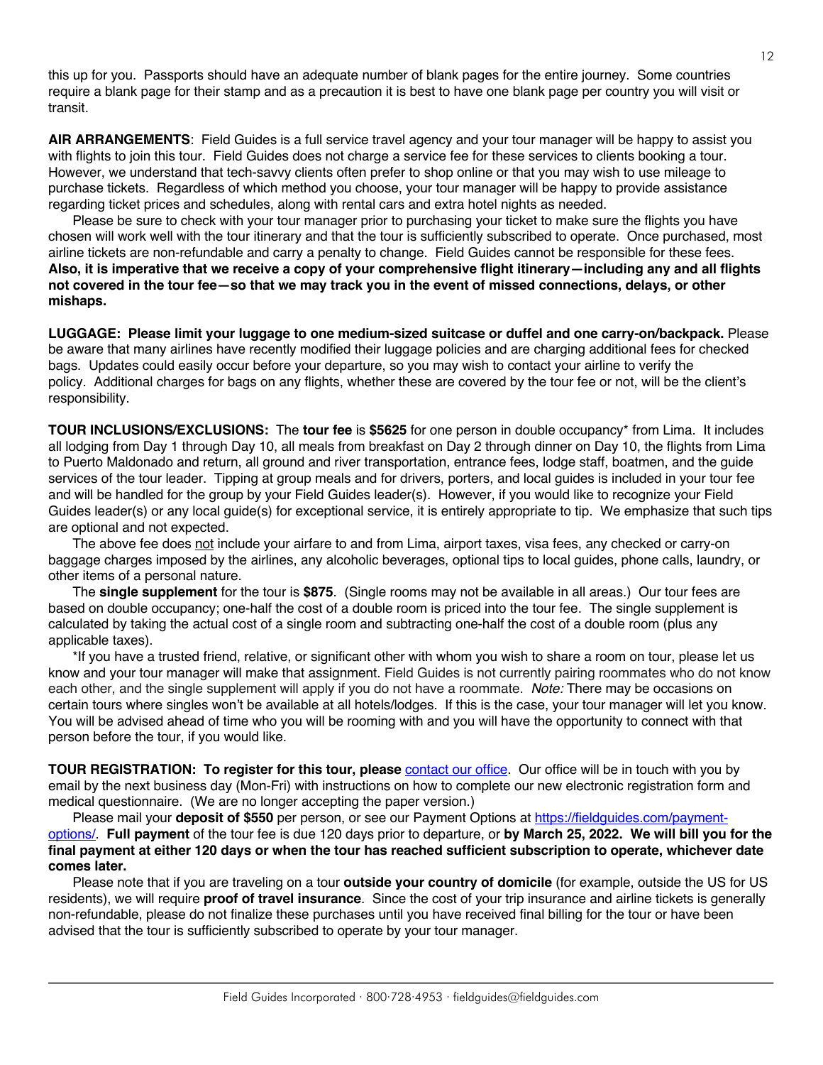this up for you. Passports should have an adequate number of blank pages for the entire journey. Some countries require a blank page for their stamp and as a precaution it is best to have one blank page per country you will visit or transit.

**AIR ARRANGEMENTS**: Field Guides is a full service travel agency and your tour manager will be happy to assist you with flights to join this tour. Field Guides does not charge a service fee for these services to clients booking a tour. However, we understand that tech-savvy clients often prefer to shop online or that you may wish to use mileage to purchase tickets. Regardless of which method you choose, your tour manager will be happy to provide assistance regarding ticket prices and schedules, along with rental cars and extra hotel nights as needed.

Please be sure to check with your tour manager prior to purchasing your ticket to make sure the flights you have chosen will work well with the tour itinerary and that the tour is sufficiently subscribed to operate. Once purchased, most airline tickets are non-refundable and carry a penalty to change. Field Guides cannot be responsible for these fees. **Also, it is imperative that we receive a copy of your comprehensive flight itinerary—including any and all flights not covered in the tour fee—so that we may track you in the event of missed connections, delays, or other mishaps.**

**LUGGAGE: Please limit your luggage to one medium-sized suitcase or duffel and one carry-on/backpack.** Please be aware that many airlines have recently modified their luggage policies and are charging additional fees for checked bags. Updates could easily occur before your departure, so you may wish to contact your airline to verify the policy. Additional charges for bags on any flights, whether these are covered by the tour fee or not, will be the client's responsibility.

**TOUR INCLUSIONS/EXCLUSIONS:** The **tour fee** is **$5625** for one person in double occupancy* from Lima. It includes all lodging from Day 1 through Day 10, all meals from breakfast on Day 2 through dinner on Day 10, the flights from Lima to Puerto Maldonado and return, all ground and river transportation, entrance fees, lodge staff, boatmen, and the guide services of the tour leader. Tipping at group meals and for drivers, porters, and local guides is included in your tour fee and will be handled for the group by your Field Guides leader(s). However, if you would like to recognize your Field Guides leader(s) or any local guide(s) for exceptional service, it is entirely appropriate to tip. We emphasize that such tips are optional and not expected.

The above fee does not include your airfare to and from Lima, airport taxes, visa fees, any checked or carry-on baggage charges imposed by the airlines, any alcoholic beverages, optional tips to local guides, phone calls, laundry, or other items of a personal nature.

The **single supplement** for the tour is **$875**. (Single rooms may not be available in all areas.) Our tour fees are based on double occupancy; one-half the cost of a double room is priced into the tour fee. The single supplement is calculated by taking the actual cost of a single room and subtracting one-half the cost of a double room (plus any applicable taxes).

*If you have a trusted friend, relative, or significant other with whom you wish to share a room on tour, please let us know and your tour manager will make that assignment. Field Guides is not currently pairing roommates who do not know each other, and the single supplement will apply if you do not have a roommate. *Note:* There may be occasions on certain tours where singles won't be available at all hotels/lodges. If this is the case, your tour manager will let you know. You will be advised ahead of time who you will be rooming with and you will have the opportunity to connect with that person before the tour, if you would like.

**TOUR REGISTRATION: To register for this tour, please** [contact our office](). Our office will be in touch with you by email by the next business day (Mon-Fri) with instructions on how to complete our new electronic registration form and medical questionnaire. (We are no longer accepting the paper version.)

Please mail your **deposit of $550** per person, or see our Payment Options at [https://fieldguides.com/payment-options/](https://fieldguides.com/payment-options/). **Full payment** of the tour fee is due 120 days prior to departure, or **by March 25, 2022. We will bill you for the final payment at either 120 days or when the tour has reached sufficient subscription to operate, whichever date comes later.**

Please note that if you are traveling on a tour **outside your country of domicile** (for example, outside the US for US residents), we will require **proof of travel insurance**. Since the cost of your trip insurance and airline tickets is generally non-refundable, please do not finalize these purchases until you have received final billing for the tour or have been advised that the tour is sufficiently subscribed to operate by your tour manager.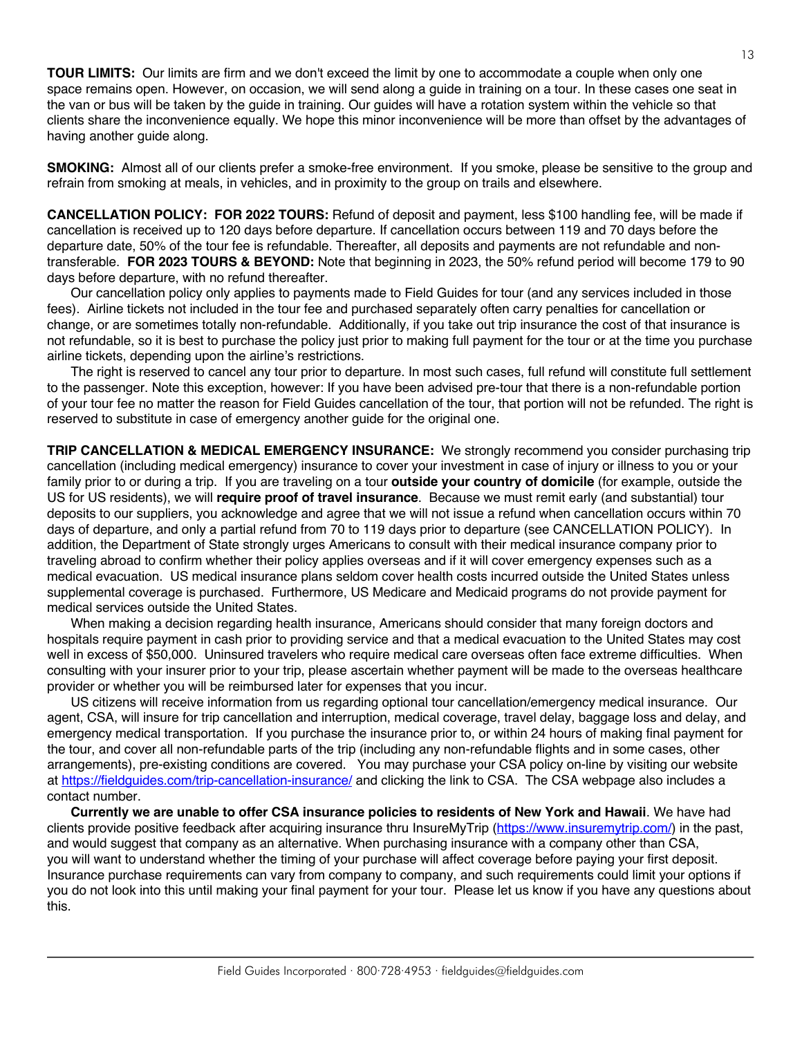**TOUR LIMITS:** Our limits are firm and we don't exceed the limit by one to accommodate a couple when only one space remains open. However, on occasion, we will send along a guide in training on a tour. In these cases one seat in the van or bus will be taken by the guide in training. Our guides will have a rotation system within the vehicle so that clients share the inconvenience equally. We hope this minor inconvenience will be more than offset by the advantages of having another guide along.

**SMOKING:** Almost all of our clients prefer a smoke-free environment. If you smoke, please be sensitive to the group and refrain from smoking at meals, in vehicles, and in proximity to the group on trails and elsewhere.

**CANCELLATION POLICY: FOR 2022 TOURS:** Refund of deposit and payment, less $100 handling fee, will be made if cancellation is received up to 120 days before departure. If cancellation occurs between 119 and 70 days before the departure date, 50% of the tour fee is refundable. Thereafter, all deposits and payments are not refundable and non-transferable. **FOR 2023 TOURS & BEYOND:** Note that beginning in 2023, the 50% refund period will become 179 to 90 days before departure, with no refund thereafter.

Our cancellation policy only applies to payments made to Field Guides for tour (and any services included in those fees). Airline tickets not included in the tour fee and purchased separately often carry penalties for cancellation or change, or are sometimes totally non-refundable. Additionally, if you take out trip insurance the cost of that insurance is not refundable, so it is best to purchase the policy just prior to making full payment for the tour or at the time you purchase airline tickets, depending upon the airline's restrictions.

The right is reserved to cancel any tour prior to departure. In most such cases, full refund will constitute full settlement to the passenger. Note this exception, however: If you have been advised pre-tour that there is a non-refundable portion of your tour fee no matter the reason for Field Guides cancellation of the tour, that portion will not be refunded. The right is reserved to substitute in case of emergency another guide for the original one.

**TRIP CANCELLATION & MEDICAL EMERGENCY INSURANCE:** We strongly recommend you consider purchasing trip cancellation (including medical emergency) insurance to cover your investment in case of injury or illness to you or your family prior to or during a trip. If you are traveling on a tour **outside your country of domicile** (for example, outside the US for US residents), we will **require proof of travel insurance**. Because we must remit early (and substantial) tour deposits to our suppliers, you acknowledge and agree that we will not issue a refund when cancellation occurs within 70 days of departure, and only a partial refund from 70 to 119 days prior to departure (see CANCELLATION POLICY). In addition, the Department of State strongly urges Americans to consult with their medical insurance company prior to traveling abroad to confirm whether their policy applies overseas and if it will cover emergency expenses such as a medical evacuation. US medical insurance plans seldom cover health costs incurred outside the United States unless supplemental coverage is purchased. Furthermore, US Medicare and Medicaid programs do not provide payment for medical services outside the United States.

When making a decision regarding health insurance, Americans should consider that many foreign doctors and hospitals require payment in cash prior to providing service and that a medical evacuation to the United States may cost well in excess of $50,000. Uninsured travelers who require medical care overseas often face extreme difficulties. When consulting with your insurer prior to your trip, please ascertain whether payment will be made to the overseas healthcare provider or whether you will be reimbursed later for expenses that you incur.

US citizens will receive information from us regarding optional tour cancellation/emergency medical insurance. Our agent, CSA, will insure for trip cancellation and interruption, medical coverage, travel delay, baggage loss and delay, and emergency medical transportation. If you purchase the insurance prior to, or within 24 hours of making final payment for the tour, and cover all non-refundable parts of the trip (including any non-refundable flights and in some cases, other arrangements), pre-existing conditions are covered. You may purchase your CSA policy on-line by visiting our website at https://fieldguides.com/trip-cancellation-insurance/ and clicking the link to CSA. The CSA webpage also includes a contact number.

**Currently we are unable to offer CSA insurance policies to residents of New York and Hawaii**. We have had clients provide positive feedback after acquiring insurance thru InsureMyTrip (https://www.insuremytrip.com/) in the past, and would suggest that company as an alternative. When purchasing insurance with a company other than CSA, you will want to understand whether the timing of your purchase will affect coverage before paying your first deposit. Insurance purchase requirements can vary from company to company, and such requirements could limit your options if you do not look into this until making your final payment for your tour. Please let us know if you have any questions about this.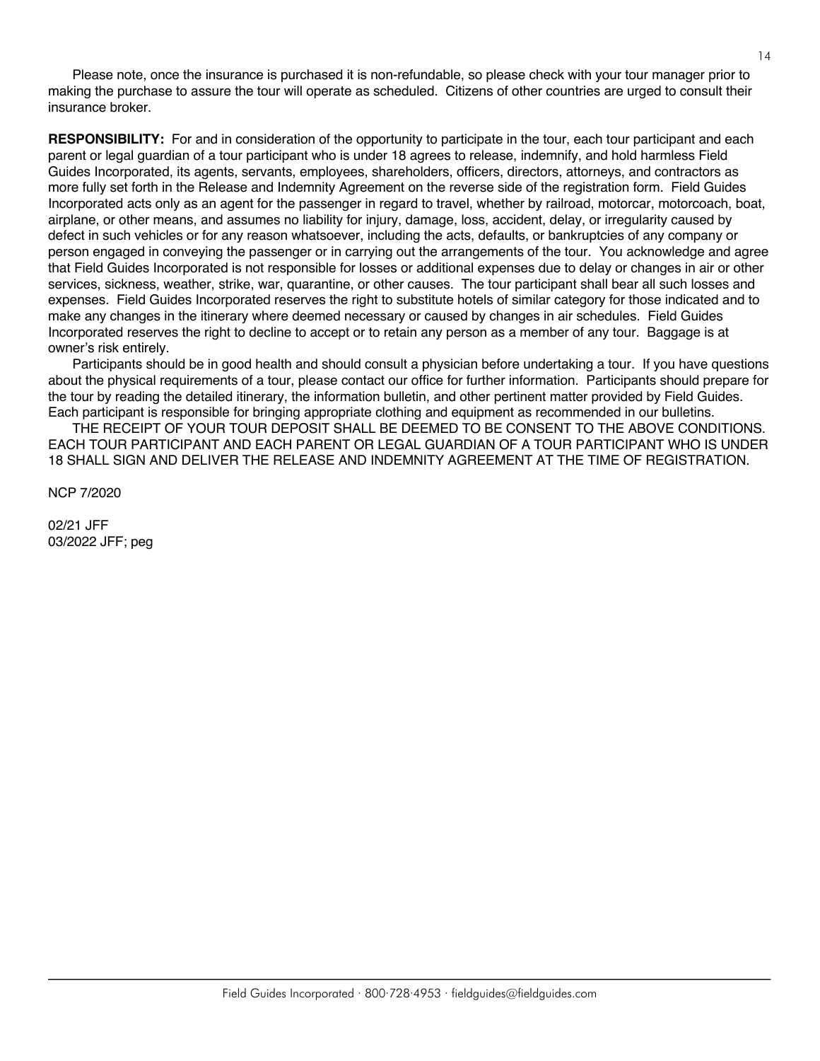Please note, once the insurance is purchased it is non-refundable, so please check with your tour manager prior to making the purchase to assure the tour will operate as scheduled. Citizens of other countries are urged to consult their insurance broker.

**RESPONSIBILITY:** For and in consideration of the opportunity to participate in the tour, each tour participant and each parent or legal guardian of a tour participant who is under 18 agrees to release, indemnify, and hold harmless Field Guides Incorporated, its agents, servants, employees, shareholders, officers, directors, attorneys, and contractors as more fully set forth in the Release and Indemnity Agreement on the reverse side of the registration form. Field Guides Incorporated acts only as an agent for the passenger in regard to travel, whether by railroad, motorcar, motorcoach, boat, airplane, or other means, and assumes no liability for injury, damage, loss, accident, delay, or irregularity caused by defect in such vehicles or for any reason whatsoever, including the acts, defaults, or bankruptcies of any company or person engaged in conveying the passenger or in carrying out the arrangements of the tour. You acknowledge and agree that Field Guides Incorporated is not responsible for losses or additional expenses due to delay or changes in air or other services, sickness, weather, strike, war, quarantine, or other causes. The tour participant shall bear all such losses and expenses. Field Guides Incorporated reserves the right to substitute hotels of similar category for those indicated and to make any changes in the itinerary where deemed necessary or caused by changes in air schedules. Field Guides Incorporated reserves the right to decline to accept or to retain any person as a member of any tour. Baggage is at owner's risk entirely.

Participants should be in good health and should consult a physician before undertaking a tour. If you have questions about the physical requirements of a tour, please contact our office for further information. Participants should prepare for the tour by reading the detailed itinerary, the information bulletin, and other pertinent matter provided by Field Guides. Each participant is responsible for bringing appropriate clothing and equipment as recommended in our bulletins.

THE RECEIPT OF YOUR TOUR DEPOSIT SHALL BE DEEMED TO BE CONSENT TO THE ABOVE CONDITIONS. EACH TOUR PARTICIPANT AND EACH PARENT OR LEGAL GUARDIAN OF A TOUR PARTICIPANT WHO IS UNDER 18 SHALL SIGN AND DELIVER THE RELEASE AND INDEMNITY AGREEMENT AT THE TIME OF REGISTRATION.

NCP 7/2020

02/21 JFF
03/2022 JFF; peg